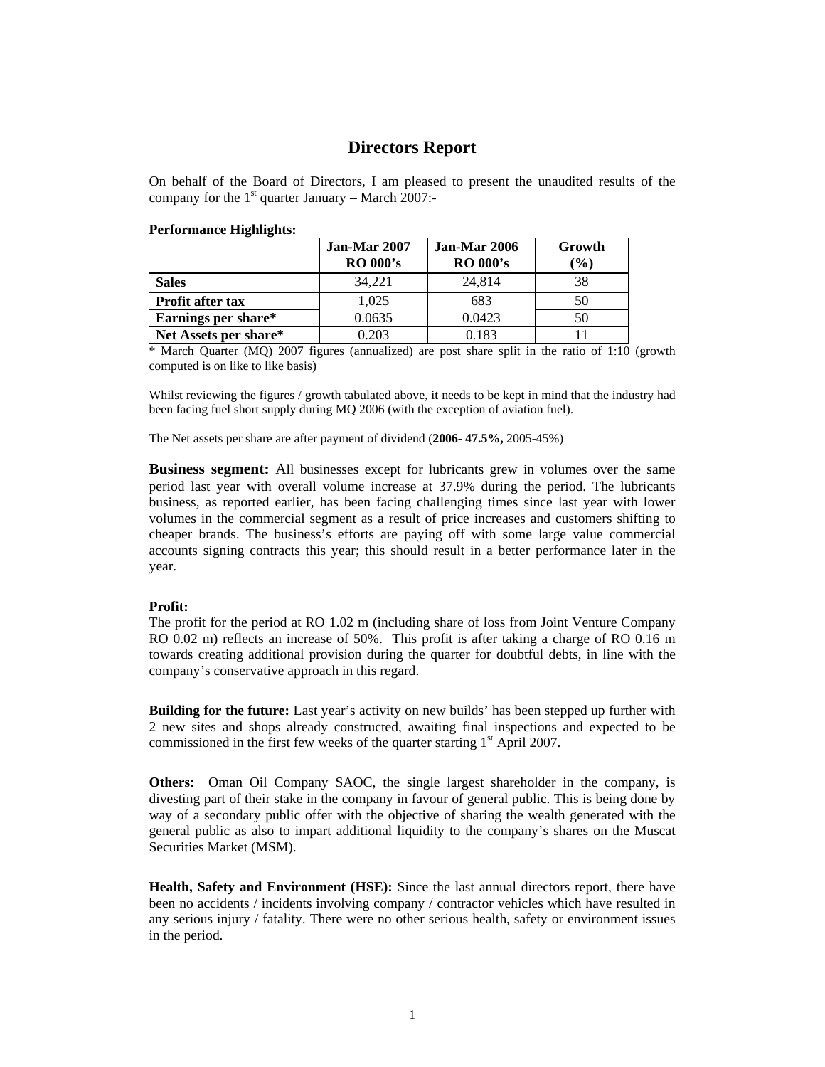# Directors Report

On behalf of the Board of Directors, I am pleased to present the unaudited results of the company for the 1st quarter January – March 2007:-

**Performance Highlights:**

| | Jan-Mar 2007 RO 000's | Jan-Mar 2006 RO 000's | Growth (%) |
|---|---|---|---|
| **Sales** | 34,221 | 24,814 | 38 |
| **Profit after tax** | 1,025 | 683 | 50 |
| **Earnings per share*** | 0.0635 | 0.0423 | 50 |
| **Net Assets per share*** | 0.203 | 0.183 | 11 |

* March Quarter (MQ) 2007 figures (annualized) are post share split in the ratio of 1:10 (growth computed is on like to like basis)

Whilst reviewing the figures / growth tabulated above, it needs to be kept in mind that the industry had been facing fuel short supply during MQ 2006 (with the exception of aviation fuel).

The Net assets per share are after payment of dividend (**2006- 47.5%,** 2005-45%)

**Business segment:** All businesses except for lubricants grew in volumes over the same period last year with overall volume increase at 37.9% during the period. The lubricants business, as reported earlier, has been facing challenging times since last year with lower volumes in the commercial segment as a result of price increases and customers shifting to cheaper brands. The business's efforts are paying off with some large value commercial accounts signing contracts this year; this should result in a better performance later in the year.

**Profit:**
The profit for the period at RO 1.02 m (including share of loss from Joint Venture Company RO 0.02 m) reflects an increase of 50%. This profit is after taking a charge of RO 0.16 m towards creating additional provision during the quarter for doubtful debts, in line with the company's conservative approach in this regard.

**Building for the future:** Last year's activity on new builds' has been stepped up further with 2 new sites and shops already constructed, awaiting final inspections and expected to be commissioned in the first few weeks of the quarter starting 1st April 2007.

**Others:** Oman Oil Company SAOC, the single largest shareholder in the company, is divesting part of their stake in the company in favour of general public. This is being done by way of a secondary public offer with the objective of sharing the wealth generated with the general public as also to impart additional liquidity to the company's shares on the Muscat Securities Market (MSM).

**Health, Safety and Environment (HSE):** Since the last annual directors report, there have been no accidents / incidents involving company / contractor vehicles which have resulted in any serious injury / fatality. There were no other serious health, safety or environment issues in the period.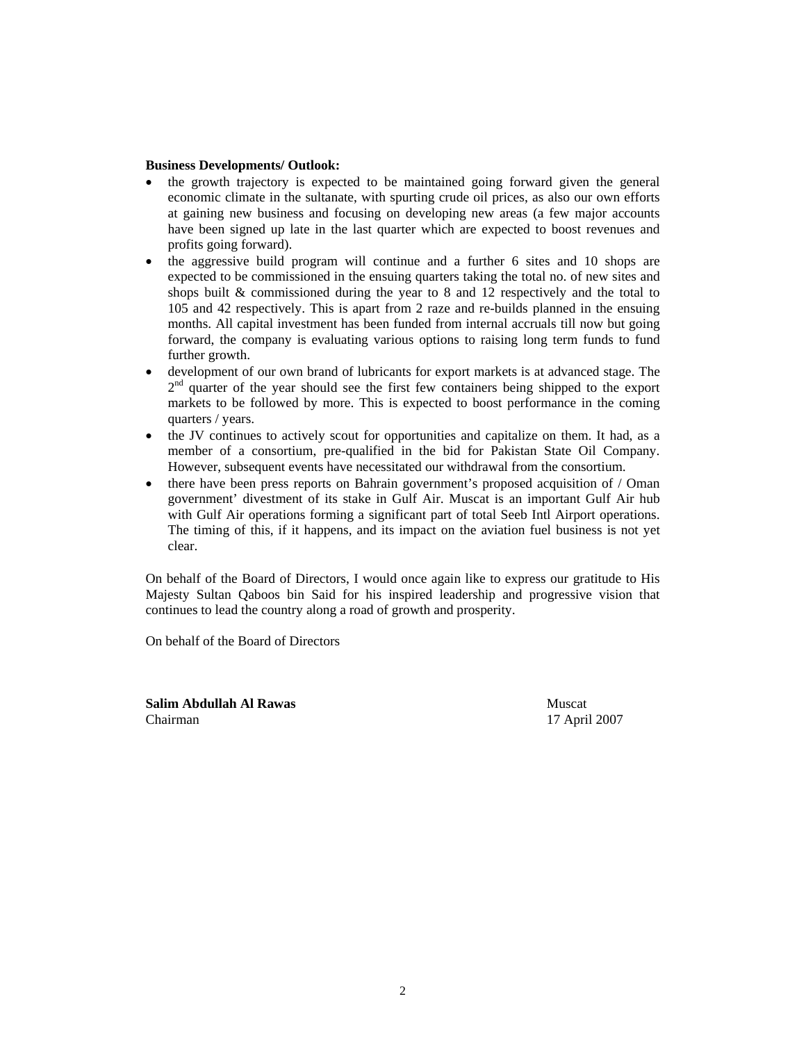**Business Developments/ Outlook:**

- the growth trajectory is expected to be maintained going forward given the general economic climate in the sultanate, with spurting crude oil prices, as also our own efforts at gaining new business and focusing on developing new areas (a few major accounts have been signed up late in the last quarter which are expected to boost revenues and profits going forward).
- the aggressive build program will continue and a further 6 sites and 10 shops are expected to be commissioned in the ensuing quarters taking the total no. of new sites and shops built & commissioned during the year to 8 and 12 respectively and the total to 105 and 42 respectively. This is apart from 2 raze and re-builds planned in the ensuing months. All capital investment has been funded from internal accruals till now but going forward, the company is evaluating various options to raising long term funds to fund further growth.
- development of our own brand of lubricants for export markets is at advanced stage. The 2nd quarter of the year should see the first few containers being shipped to the export markets to be followed by more. This is expected to boost performance in the coming quarters / years.
- the JV continues to actively scout for opportunities and capitalize on them. It had, as a member of a consortium, pre-qualified in the bid for Pakistan State Oil Company. However, subsequent events have necessitated our withdrawal from the consortium.
- there have been press reports on Bahrain government's proposed acquisition of / Oman government' divestment of its stake in Gulf Air. Muscat is an important Gulf Air hub with Gulf Air operations forming a significant part of total Seeb Intl Airport operations. The timing of this, if it happens, and its impact on the aviation fuel business is not yet clear.

On behalf of the Board of Directors, I would once again like to express our gratitude to His Majesty Sultan Qaboos bin Said for his inspired leadership and progressive vision that continues to lead the country along a road of growth and prosperity.

On behalf of the Board of Directors

**Salim Abdullah Al Rawas**
Chairman

Muscat
17 April 2007